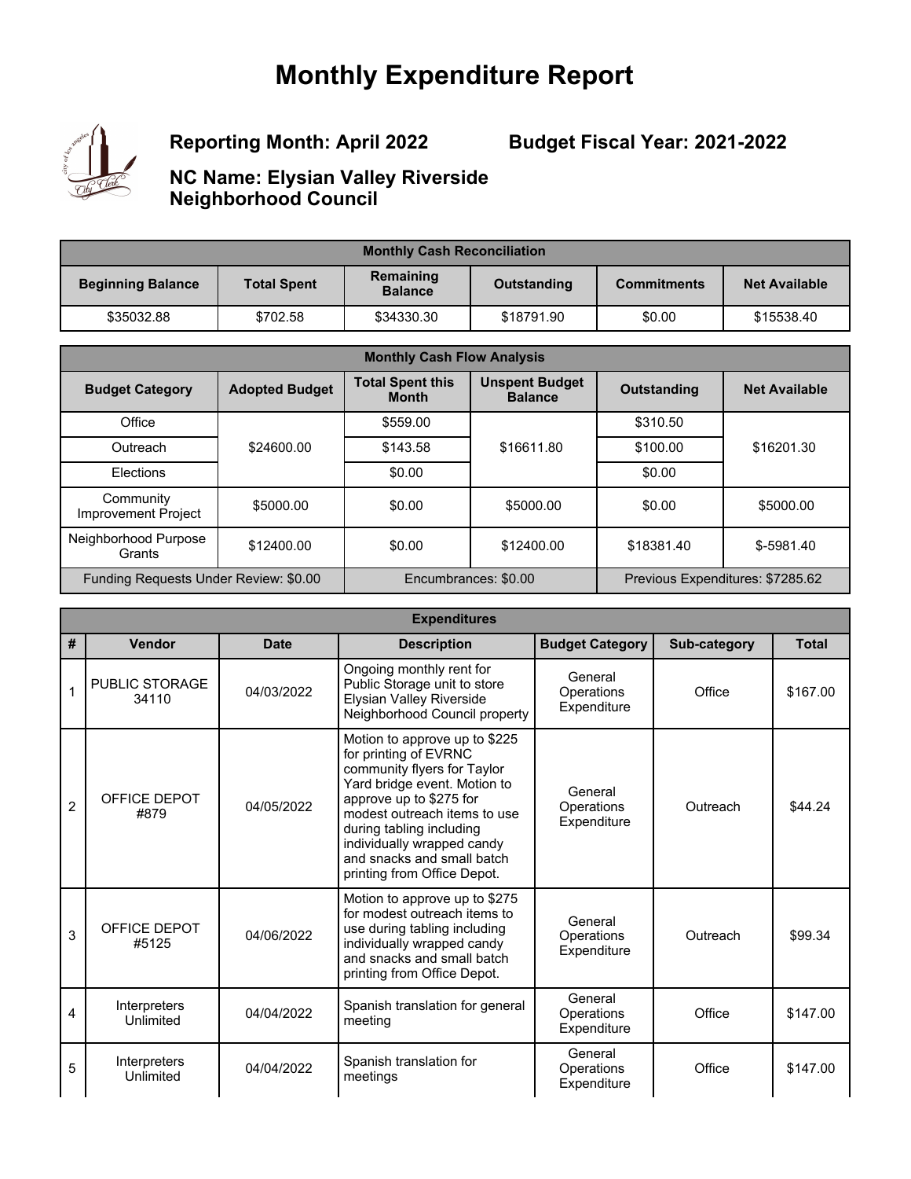# Monthly Expenditure Report

**Reporting Month: April 2022**

**Budget Fiscal Year: 2021-2022**

**NC Name: Elysian Valley Riverside Neighborhood Council**

| Monthly Cash Reconciliation | | | | | |
|---|---|---|---|---|---|
| **Beginning Balance** | **Total Spent** | **Remaining Balance** | **Outstanding** | **Commitments** | **Net Available** |
| $35032.88 | $702.58 | $34330.30 | $18791.90 | $0.00 | $15538.40 |

| Monthly Cash Flow Analysis | | | | | |
|---|---|---|---|---|---|
| **Budget Category** | **Adopted Budget** | **Total Spent this Month** | **Unspent Budget Balance** | **Outstanding** | **Net Available** |
| Office | $24600.00 | $559.00 | $16611.80 | $310.50 | $16201.30 |
| Outreach | | $143.58 | | $100.00 | |
| Elections | | $0.00 | | $0.00 | |
| Community Improvement Project | $5000.00 | $0.00 | $5000.00 | $0.00 | $5000.00 |
| Neighborhood Purpose Grants | $12400.00 | $0.00 | $12400.00 | $18381.40 | $-5981.40 |
| Funding Requests Under Review: $0.00 | | Encumbrances: $0.00 | | Previous Expenditures: $7285.62 | |

| Expenditures | | | | | | |
|---|---|---|---|---|---|---|
| **#** | **Vendor** | **Date** | **Description** | **Budget Category** | **Sub-category** | **Total** |
| 1 | PUBLIC STORAGE 34110 | 04/03/2022 | Ongoing monthly rent for Public Storage unit to store Elysian Valley Riverside Neighborhood Council property | General Operations Expenditure | Office | $167.00 |
| 2 | OFFICE DEPOT #879 | 04/05/2022 | Motion to approve up to $225 for printing of EVRNC community flyers for Taylor Yard bridge event. Motion to approve up to $275 for modest outreach items to use during tabling including individually wrapped candy and snacks and small batch printing from Office Depot. | General Operations Expenditure | Outreach | $44.24 |
| 3 | OFFICE DEPOT #5125 | 04/06/2022 | Motion to approve up to $275 for modest outreach items to use during tabling including individually wrapped candy and snacks and small batch printing from Office Depot. | General Operations Expenditure | Outreach | $99.34 |
| 4 | Interpreters Unlimited | 04/04/2022 | Spanish translation for general meeting | General Operations Expenditure | Office | $147.00 |
| 5 | Interpreters Unlimited | 04/04/2022 | Spanish translation for meetings | General Operations Expenditure | Office | $147.00 |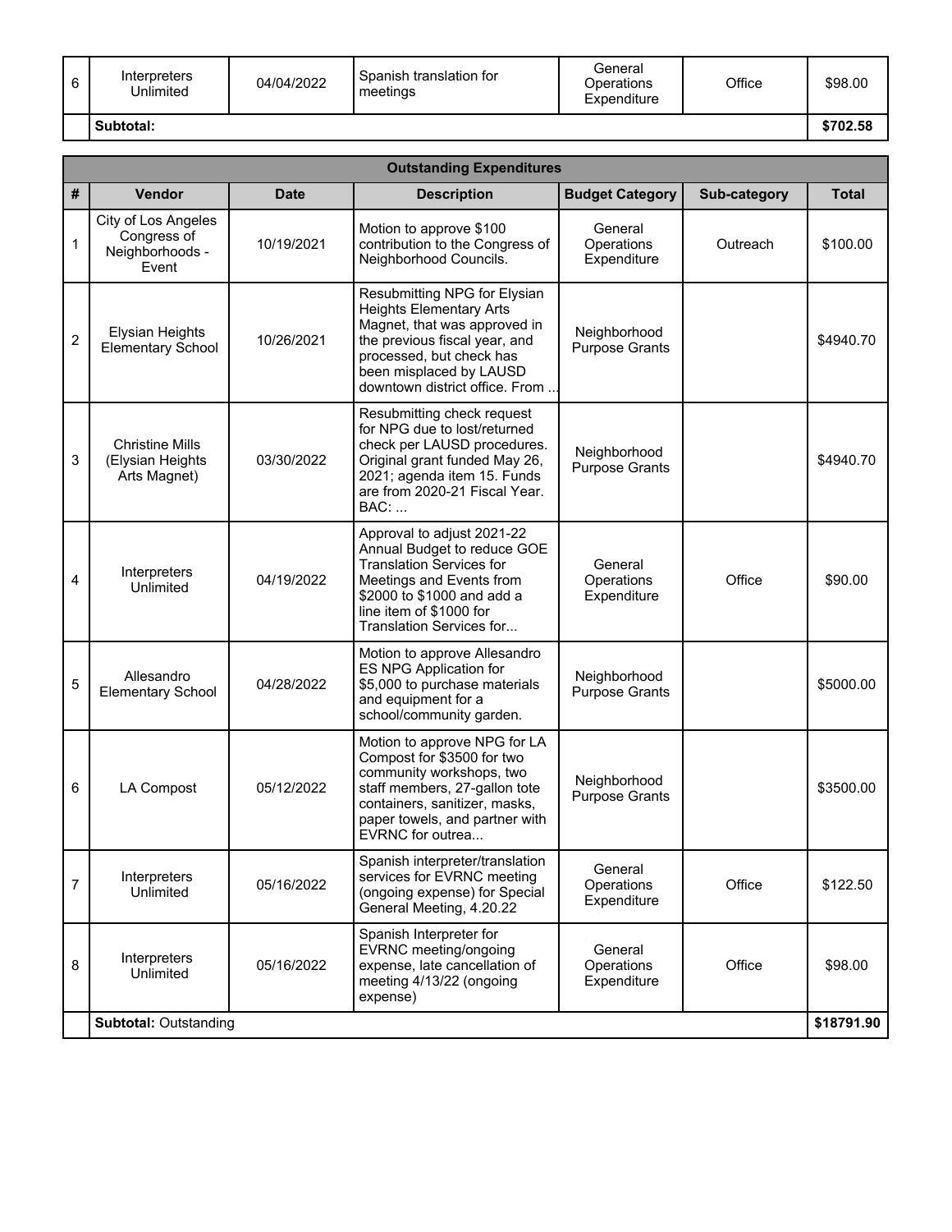| | | | | | | |
|---|---|---|---|---|---|---|
| 6 | Interpreters Unlimited | 04/04/2022 | Spanish translation for meetings | General Operations Expenditure | Office | $98.00 |
| | **Subtotal:** | | | | | **$702.58** |

| Outstanding Expenditures | | | | | | |
|---|---|---|---|---|---|---|
| **#** | **Vendor** | **Date** | **Description** | **Budget Category** | **Sub-category** | **Total** |
| 1 | City of Los Angeles Congress of Neighborhoods - Event | 10/19/2021 | Motion to approve $100 contribution to the Congress of Neighborhood Councils. | General Operations Expenditure | Outreach | $100.00 |
| 2 | Elysian Heights Elementary School | 10/26/2021 | Resubmitting NPG for Elysian Heights Elementary Arts Magnet, that was approved in the previous fiscal year, and processed, but check has been misplaced by LAUSD downtown district office. From ... | Neighborhood Purpose Grants | | $4940.70 |
| 3 | Christine Mills (Elysian Heights Arts Magnet) | 03/30/2022 | Resubmitting check request for NPG due to lost/returned check per LAUSD procedures. Original grant funded May 26, 2021; agenda item 15. Funds are from 2020-21 Fiscal Year. BAC: ... | Neighborhood Purpose Grants | | $4940.70 |
| 4 | Interpreters Unlimited | 04/19/2022 | Approval to adjust 2021-22 Annual Budget to reduce GOE Translation Services for Meetings and Events from $2000 to $1000 and add a line item of $1000 for Translation Services for... | General Operations Expenditure | Office | $90.00 |
| 5 | Allesandro Elementary School | 04/28/2022 | Motion to approve Allesandro ES NPG Application for $5,000 to purchase materials and equipment for a school/community garden. | Neighborhood Purpose Grants | | $5000.00 |
| 6 | LA Compost | 05/12/2022 | Motion to approve NPG for LA Compost for $3500 for two community workshops, two staff members, 27-gallon tote containers, sanitizer, masks, paper towels, and partner with EVRNC for outrea... | Neighborhood Purpose Grants | | $3500.00 |
| 7 | Interpreters Unlimited | 05/16/2022 | Spanish interpreter/translation services for EVRNC meeting (ongoing expense) for Special General Meeting, 4.20.22 | General Operations Expenditure | Office | $122.50 |
| 8 | Interpreters Unlimited | 05/16/2022 | Spanish Interpreter for EVRNC meeting/ongoing expense, late cancellation of meeting 4/13/22 (ongoing expense) | General Operations Expenditure | Office | $98.00 |
| | **Subtotal:** Outstanding | | | | | **$18791.90** |